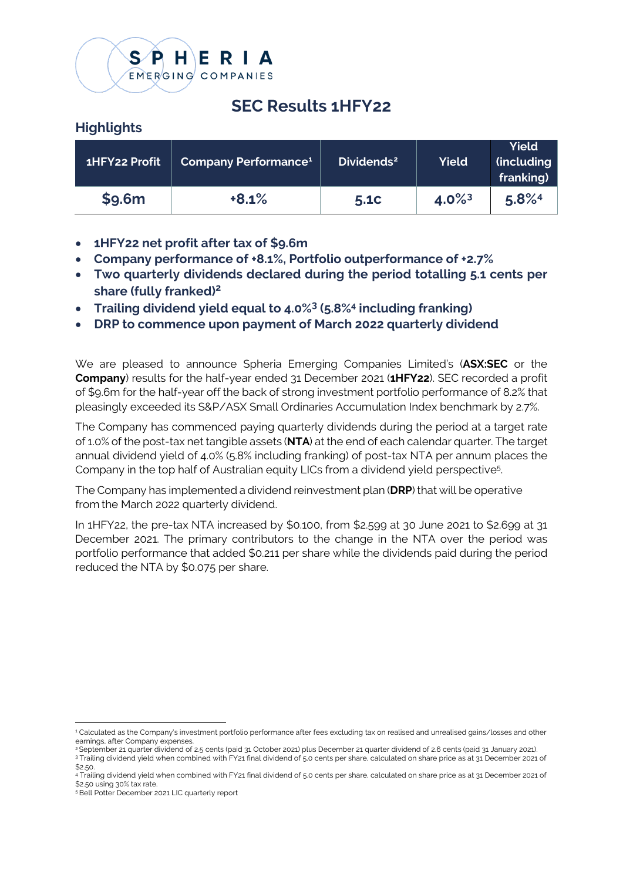SPHERIA EMERGING COMPANIES

# SEC Results 1HFY22

## Highlights

| 1HFY22 Profit | Company Performance[1] | Dividends[2] | Yield | Yield (including franking) |
|---|---|---|---|---|
| $9.6m | +8.1% | 5.1c | 4.0%[3] | 5.8%[4] |

- **1HFY22 net profit after tax of $9.6m**
- **Company performance of +8.1%, Portfolio outperformance of +2.7%**
- **Two quarterly dividends declared during the period totalling 5.1 cents per share (fully franked)[2]**
- **Trailing dividend yield equal to 4.0%[3] (5.8%[4] including franking)**
- **DRP to commence upon payment of March 2022 quarterly dividend**

We are pleased to announce Spheria Emerging Companies Limited's (**ASX:SEC** or the **Company**) results for the half-year ended 31 December 2021 (**1HFY22**). SEC recorded a profit of $9.6m for the half-year off the back of strong investment portfolio performance of 8.2% that pleasingly exceeded its S&P/ASX Small Ordinaries Accumulation Index benchmark by 2.7%.

The Company has commenced paying quarterly dividends during the period at a target rate of 1.0% of the post-tax net tangible assets (**NTA**) at the end of each calendar quarter. The target annual dividend yield of 4.0% (5.8% including franking) of post-tax NTA per annum places the Company in the top half of Australian equity LICs from a dividend yield perspective[5].

The Company has implemented a dividend reinvestment plan (**DRP**) that will be operative from the March 2022 quarterly dividend.

In 1HFY22, the pre-tax NTA increased by $0.100, from $2.599 at 30 June 2021 to $2.699 at 31 December 2021. The primary contributors to the change in the NTA over the period was portfolio performance that added $0.211 per share while the dividends paid during the period reduced the NTA by $0.075 per share.

---

[1] Calculated as the Company's investment portfolio performance after fees excluding tax on realised and unrealised gains/losses and other earnings, after Company expenses.

[2] September 21 quarter dividend of 2.5 cents (paid 31 October 2021) plus December 21 quarter dividend of 2.6 cents (paid 31 January 2021).

[3] Trailing dividend yield when combined with FY21 final dividend of 5.0 cents per share, calculated on share price as at 31 December 2021 of $2.50.

[4] Trailing dividend yield when combined with FY21 final dividend of 5.0 cents per share, calculated on share price as at 31 December 2021 of $2.50 using 30% tax rate.

[5] Bell Potter December 2021 LIC quarterly report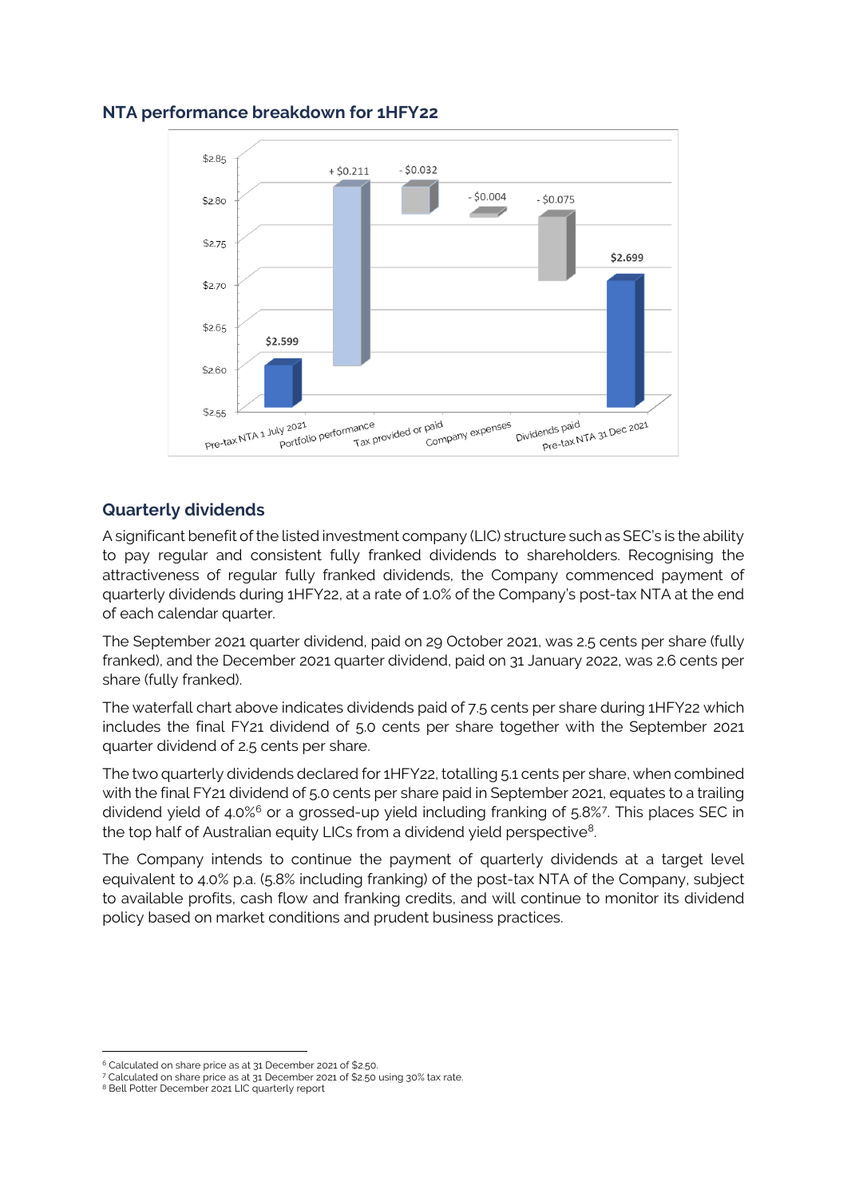## NTA performance breakdown for 1HFY22

$2.85
$2.80
$2.75
$2.70
$2.65
$2.60
$2.55

$2.599
+ $0.211
- $0.032
- $0.004
- $0.075
$2.699

Pre-tax NTA 1 July 2021
Portfolio performance
Tax provided or paid
Company expenses
Dividends paid
Pre-tax NTA 31 Dec 2021

## Quarterly dividends

A significant benefit of the listed investment company (LIC) structure such as SEC's is the ability to pay regular and consistent fully franked dividends to shareholders. Recognising the attractiveness of regular fully franked dividends, the Company commenced payment of quarterly dividends during 1HFY22, at a rate of 1.0% of the Company's post-tax NTA at the end of each calendar quarter.

The September 2021 quarter dividend, paid on 29 October 2021, was 2.5 cents per share (fully franked), and the December 2021 quarter dividend, paid on 31 January 2022, was 2.6 cents per share (fully franked).

The waterfall chart above indicates dividends paid of 7.5 cents per share during 1HFY22 which includes the final FY21 dividend of 5.0 cents per share together with the September 2021 quarter dividend of 2.5 cents per share.

The two quarterly dividends declared for 1HFY22, totalling 5.1 cents per share, when combined with the final FY21 dividend of 5.0 cents per share paid in September 2021, equates to a trailing dividend yield of 4.0%[6] or a grossed-up yield including franking of 5.8%[7]. This places SEC in the top half of Australian equity LICs from a dividend yield perspective[8].

The Company intends to continue the payment of quarterly dividends at a target level equivalent to 4.0% p.a. (5.8% including franking) of the post-tax NTA of the Company, subject to available profits, cash flow and franking credits, and will continue to monitor its dividend policy based on market conditions and prudent business practices.

[6] Calculated on share price as at 31 December 2021 of $2.50.
[7] Calculated on share price as at 31 December 2021 of $2.50 using 30% tax rate.
[8] Bell Potter December 2021 LIC quarterly report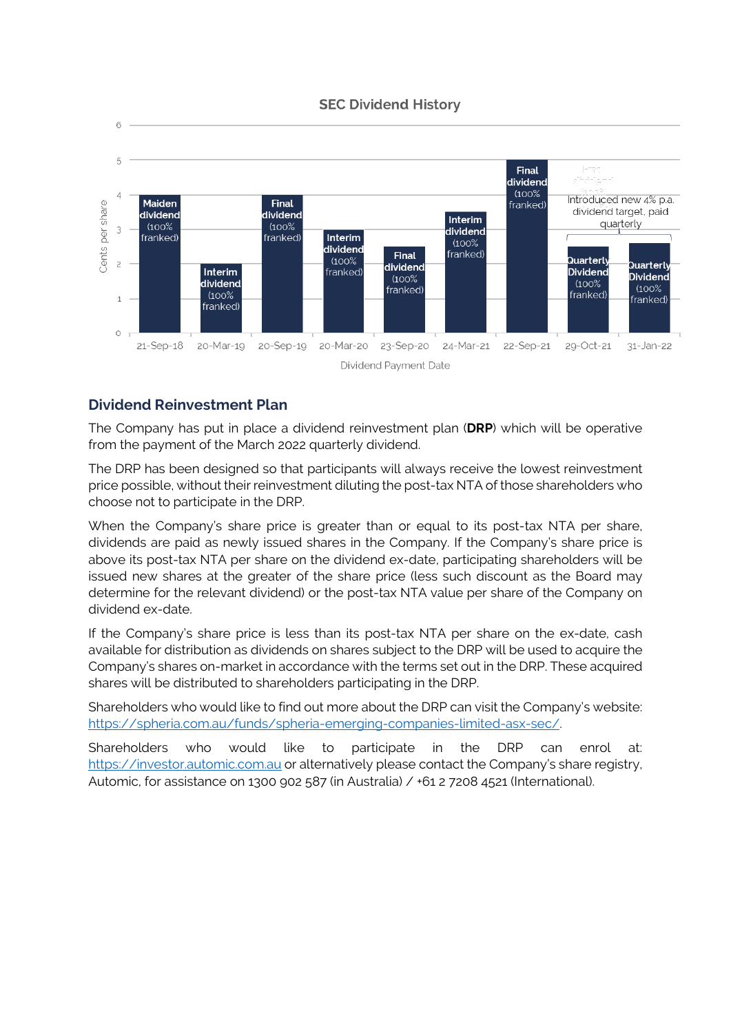**SEC Dividend History**

| Dividend Payment Date | Dividend | Cents per share |
|---|---|---|
| 21-Sep-18 | Maiden dividend (100% franked) | 4 |
| 20-Mar-19 | Interim dividend (100% franked) | 2 |
| 20-Sep-19 | Final dividend (100% franked) | 4 |
| 20-Mar-20 | Interim dividend (100% franked) | 3 |
| 23-Sep-20 | Final dividend (100% franked) | 2.5 |
| 24-Mar-21 | Interim dividend (100% franked) | 3.5 |
| 22-Sep-21 | Final dividend (100% franked) | 5 |
| 29-Oct-21 | Quarterly Dividend (100% franked) | 2.5 |
| 31-Jan-22 | Quarterly Dividend (100% franked) | 2.6 |

Introduced new 4% p.a. dividend target, paid quarterly

## Dividend Reinvestment Plan

The Company has put in place a dividend reinvestment plan (**DRP**) which will be operative from the payment of the March 2022 quarterly dividend.

The DRP has been designed so that participants will always receive the lowest reinvestment price possible, without their reinvestment diluting the post-tax NTA of those shareholders who choose not to participate in the DRP.

When the Company's share price is greater than or equal to its post-tax NTA per share, dividends are paid as newly issued shares in the Company. If the Company's share price is above its post-tax NTA per share on the dividend ex-date, participating shareholders will be issued new shares at the greater of the share price (less such discount as the Board may determine for the relevant dividend) or the post-tax NTA value per share of the Company on dividend ex-date.

If the Company's share price is less than its post-tax NTA per share on the ex-date, cash available for distribution as dividends on shares subject to the DRP will be used to acquire the Company's shares on-market in accordance with the terms set out in the DRP. These acquired shares will be distributed to shareholders participating in the DRP.

Shareholders who would like to find out more about the DRP can visit the Company's website: https://spheria.com.au/funds/spheria-emerging-companies-limited-asx-sec/.

Shareholders who would like to participate in the DRP can enrol at: https://investor.automic.com.au or alternatively please contact the Company's share registry, Automic, for assistance on 1300 902 587 (in Australia) / +61 2 7208 4521 (International).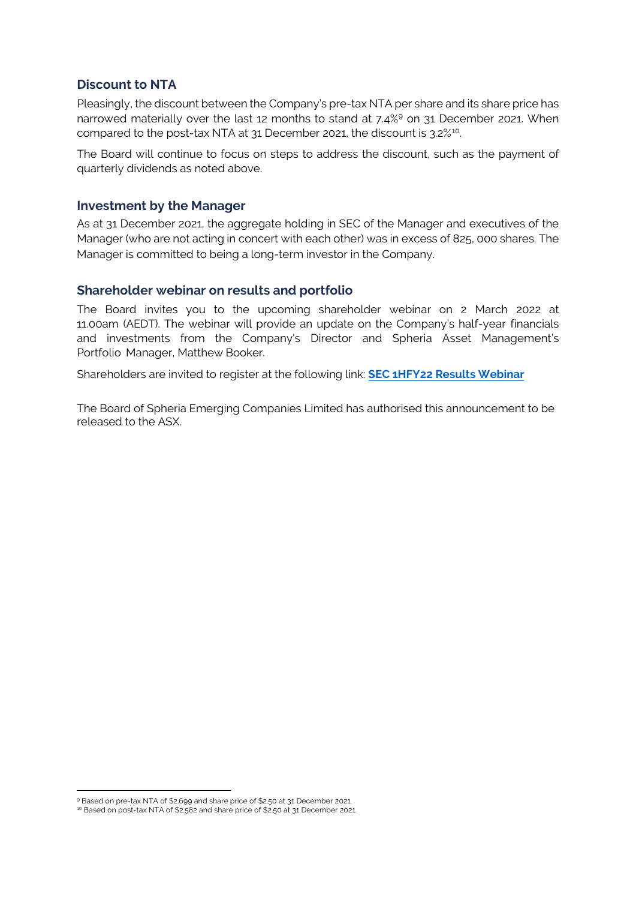## Discount to NTA

Pleasingly, the discount between the Company's pre-tax NTA per share and its share price has narrowed materially over the last 12 months to stand at 7.4%[9] on 31 December 2021. When compared to the post-tax NTA at 31 December 2021, the discount is 3.2%[10].

The Board will continue to focus on steps to address the discount, such as the payment of quarterly dividends as noted above.

## Investment by the Manager

As at 31 December 2021, the aggregate holding in SEC of the Manager and executives of the Manager (who are not acting in concert with each other) was in excess of 825, 000 shares. The Manager is committed to being a long-term investor in the Company.

## Shareholder webinar on results and portfolio

The Board invites you to the upcoming shareholder webinar on 2 March 2022 at 11.00am (AEDT). The webinar will provide an update on the Company's half-year financials and investments from the Company's Director and Spheria Asset Management's Portfolio Manager, Matthew Booker.

Shareholders are invited to register at the following link: **SEC 1HFY22 Results Webinar**

The Board of Spheria Emerging Companies Limited has authorised this announcement to be released to the ASX.

---

[9] Based on pre-tax NTA of $2.699 and share price of $2.50 at 31 December 2021.

[10] Based on post-tax NTA of $2.582 and share price of $2.50 at 31 December 2021.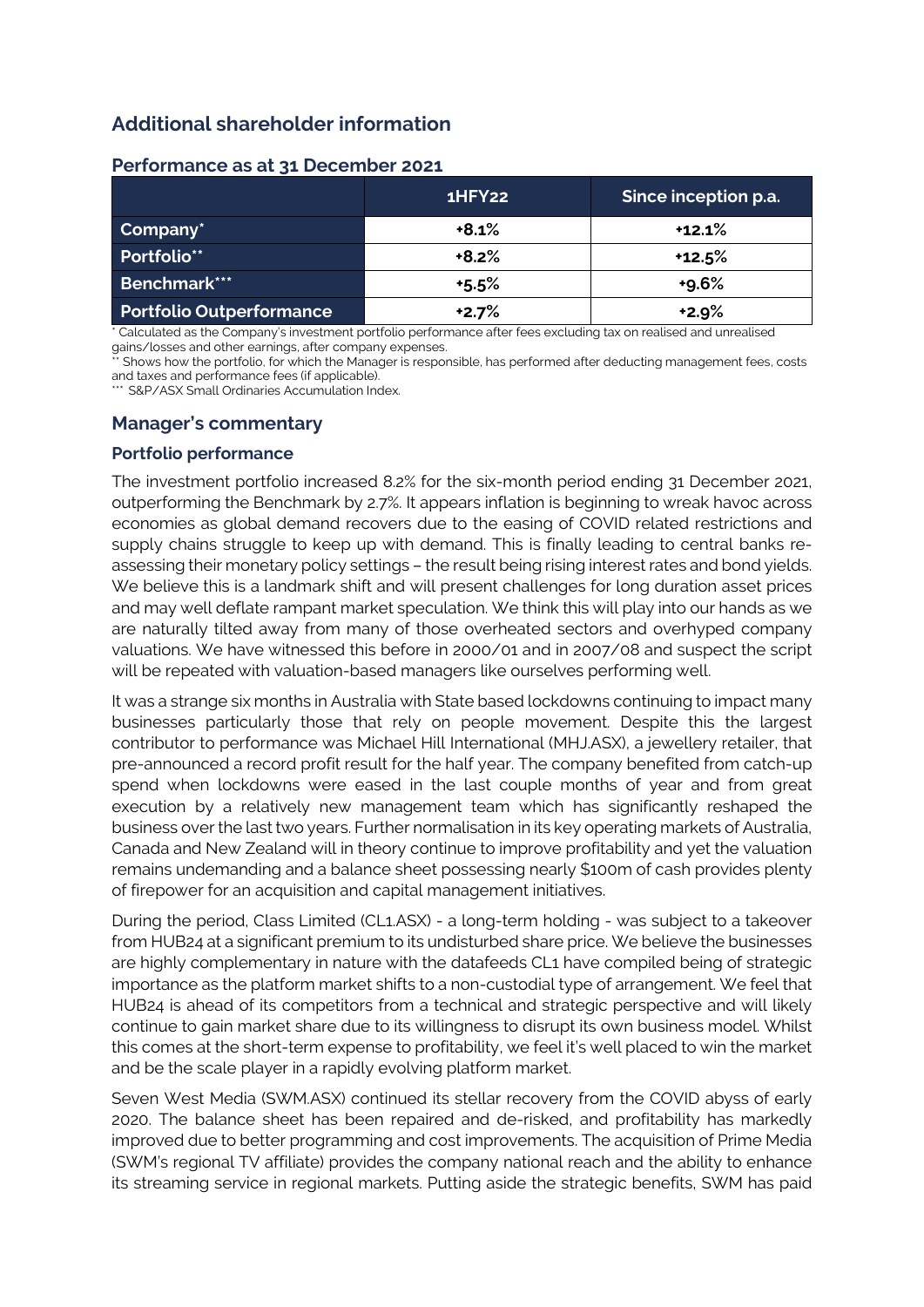## Additional shareholder information

### Performance as at 31 December 2021

| | 1HFY22 | Since inception p.a. |
|---|---|---|
| **Company*** | +8.1% | +12.1% |
| **Portfolio**** | +8.2% | +12.5% |
| **Benchmark***** | +5.5% | +9.6% |
| **Portfolio Outperformance** | +2.7% | +2.9% |

\* Calculated as the Company's investment portfolio performance after fees excluding tax on realised and unrealised gains/losses and other earnings, after company expenses.

\*\* Shows how the portfolio, for which the Manager is responsible, has performed after deducting management fees, costs and taxes and performance fees (if applicable).

\*\*\* S&P/ASX Small Ordinaries Accumulation Index.

## Manager's commentary

### Portfolio performance

The investment portfolio increased 8.2% for the six-month period ending 31 December 2021, outperforming the Benchmark by 2.7%. It appears inflation is beginning to wreak havoc across economies as global demand recovers due to the easing of COVID related restrictions and supply chains struggle to keep up with demand. This is finally leading to central banks re-assessing their monetary policy settings – the result being rising interest rates and bond yields. We believe this is a landmark shift and will present challenges for long duration asset prices and may well deflate rampant market speculation. We think this will play into our hands as we are naturally tilted away from many of those overheated sectors and overhyped company valuations. We have witnessed this before in 2000/01 and in 2007/08 and suspect the script will be repeated with valuation-based managers like ourselves performing well.

It was a strange six months in Australia with State based lockdowns continuing to impact many businesses particularly those that rely on people movement. Despite this the largest contributor to performance was Michael Hill International (MHJ.ASX), a jewellery retailer, that pre-announced a record profit result for the half year. The company benefited from catch-up spend when lockdowns were eased in the last couple months of year and from great execution by a relatively new management team which has significantly reshaped the business over the last two years. Further normalisation in its key operating markets of Australia, Canada and New Zealand will in theory continue to improve profitability and yet the valuation remains undemanding and a balance sheet possessing nearly $100m of cash provides plenty of firepower for an acquisition and capital management initiatives.

During the period, Class Limited (CL1.ASX) - a long-term holding - was subject to a takeover from HUB24 at a significant premium to its undisturbed share price. We believe the businesses are highly complementary in nature with the datafeeds CL1 have compiled being of strategic importance as the platform market shifts to a non-custodial type of arrangement. We feel that HUB24 is ahead of its competitors from a technical and strategic perspective and will likely continue to gain market share due to its willingness to disrupt its own business model. Whilst this comes at the short-term expense to profitability, we feel it's well placed to win the market and be the scale player in a rapidly evolving platform market.

Seven West Media (SWM.ASX) continued its stellar recovery from the COVID abyss of early 2020. The balance sheet has been repaired and de-risked, and profitability has markedly improved due to better programming and cost improvements. The acquisition of Prime Media (SWM's regional TV affiliate) provides the company national reach and the ability to enhance its streaming service in regional markets. Putting aside the strategic benefits, SWM has paid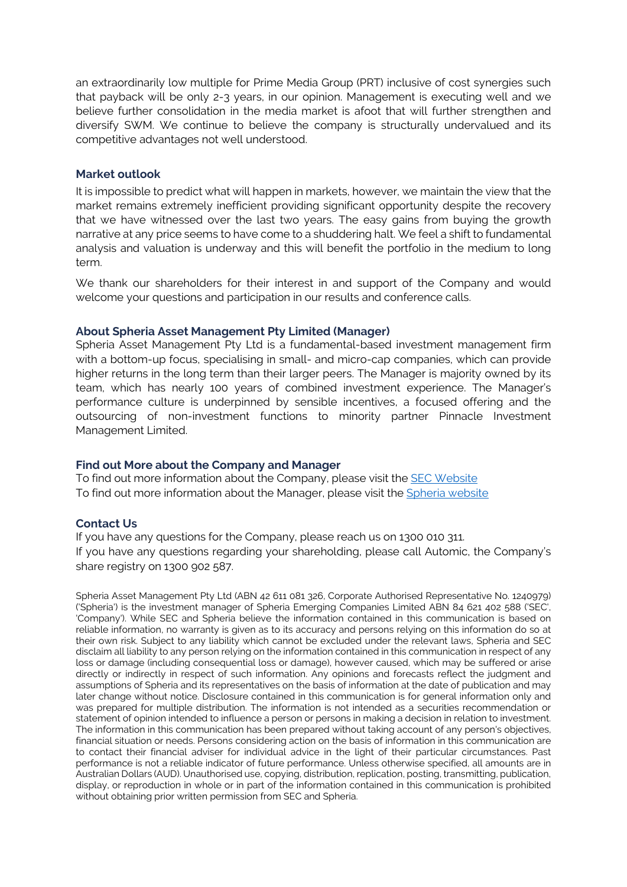an extraordinarily low multiple for Prime Media Group (PRT) inclusive of cost synergies such that payback will be only 2-3 years, in our opinion. Management is executing well and we believe further consolidation in the media market is afoot that will further strengthen and diversify SWM. We continue to believe the company is structurally undervalued and its competitive advantages not well understood.

### Market outlook

It is impossible to predict what will happen in markets, however, we maintain the view that the market remains extremely inefficient providing significant opportunity despite the recovery that we have witnessed over the last two years. The easy gains from buying the growth narrative at any price seems to have come to a shuddering halt. We feel a shift to fundamental analysis and valuation is underway and this will benefit the portfolio in the medium to long term.

We thank our shareholders for their interest in and support of the Company and would welcome your questions and participation in our results and conference calls.

### About Spheria Asset Management Pty Limited (Manager)

Spheria Asset Management Pty Ltd is a fundamental-based investment management firm with a bottom-up focus, specialising in small- and micro-cap companies, which can provide higher returns in the long term than their larger peers. The Manager is majority owned by its team, which has nearly 100 years of combined investment experience. The Manager's performance culture is underpinned by sensible incentives, a focused offering and the outsourcing of non-investment functions to minority partner Pinnacle Investment Management Limited.

### Find out More about the Company and Manager

To find out more information about the Company, please visit the SEC Website
To find out more information about the Manager, please visit the Spheria website

### Contact Us

If you have any questions for the Company, please reach us on 1300 010 311.
If you have any questions regarding your shareholding, please call Automic, the Company's share registry on 1300 902 587.

Spheria Asset Management Pty Ltd (ABN 42 611 081 326, Corporate Authorised Representative No. 1240979) ('Spheria') is the investment manager of Spheria Emerging Companies Limited ABN 84 621 402 588 ('SEC', 'Company'). While SEC and Spheria believe the information contained in this communication is based on reliable information, no warranty is given as to its accuracy and persons relying on this information do so at their own risk. Subject to any liability which cannot be excluded under the relevant laws, Spheria and SEC disclaim all liability to any person relying on the information contained in this communication in respect of any loss or damage (including consequential loss or damage), however caused, which may be suffered or arise directly or indirectly in respect of such information. Any opinions and forecasts reflect the judgment and assumptions of Spheria and its representatives on the basis of information at the date of publication and may later change without notice. Disclosure contained in this communication is for general information only and was prepared for multiple distribution. The information is not intended as a securities recommendation or statement of opinion intended to influence a person or persons in making a decision in relation to investment. The information in this communication has been prepared without taking account of any person's objectives, financial situation or needs. Persons considering action on the basis of information in this communication are to contact their financial adviser for individual advice in the light of their particular circumstances. Past performance is not a reliable indicator of future performance. Unless otherwise specified, all amounts are in Australian Dollars (AUD). Unauthorised use, copying, distribution, replication, posting, transmitting, publication, display, or reproduction in whole or in part of the information contained in this communication is prohibited without obtaining prior written permission from SEC and Spheria.